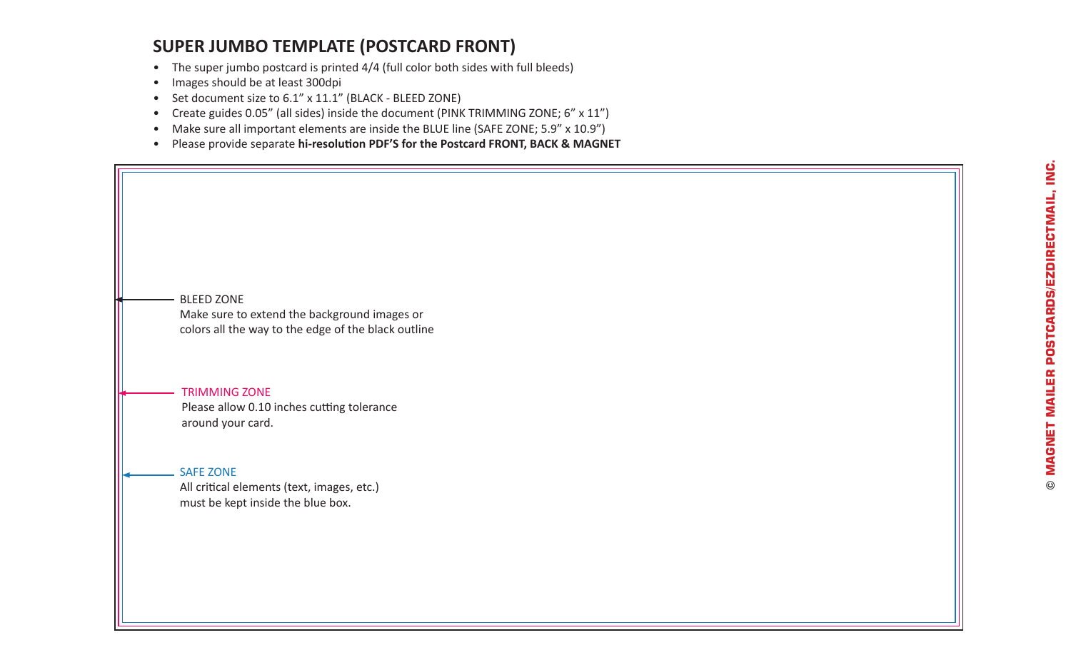## SUPER JUMBO TEMPLATE (POSTCARD FRONT)

- The super jumbo postcard is printed 4/4 (full color both sides with full bleeds)
- Images should be at least 300dpi
- Set document size to 6.1" x 11.1" (BLACK - BLEED ZONE)
- Create guides 0.05" (all sides) inside the document (PINK TRIMMING ZONE; 6" x 11")
- Make sure all important elements are inside the BLUE line (SAFE ZONE; 5.9" x 10.9")
- Please provide separate **hi-resolution PDF'S for the Postcard FRONT, BACK & MAGNET**

BLEED ZONE
Make sure to extend the background images or colors all the way to the edge of the black outline

TRIMMING ZONE
Please allow 0.10 inches cutting tolerance around your card.

SAFE ZONE
All critical elements (text, images, etc.) must be kept inside the blue box.

© MAGNET MAILER POSTCARDS/EZDIRECTMAIL, INC.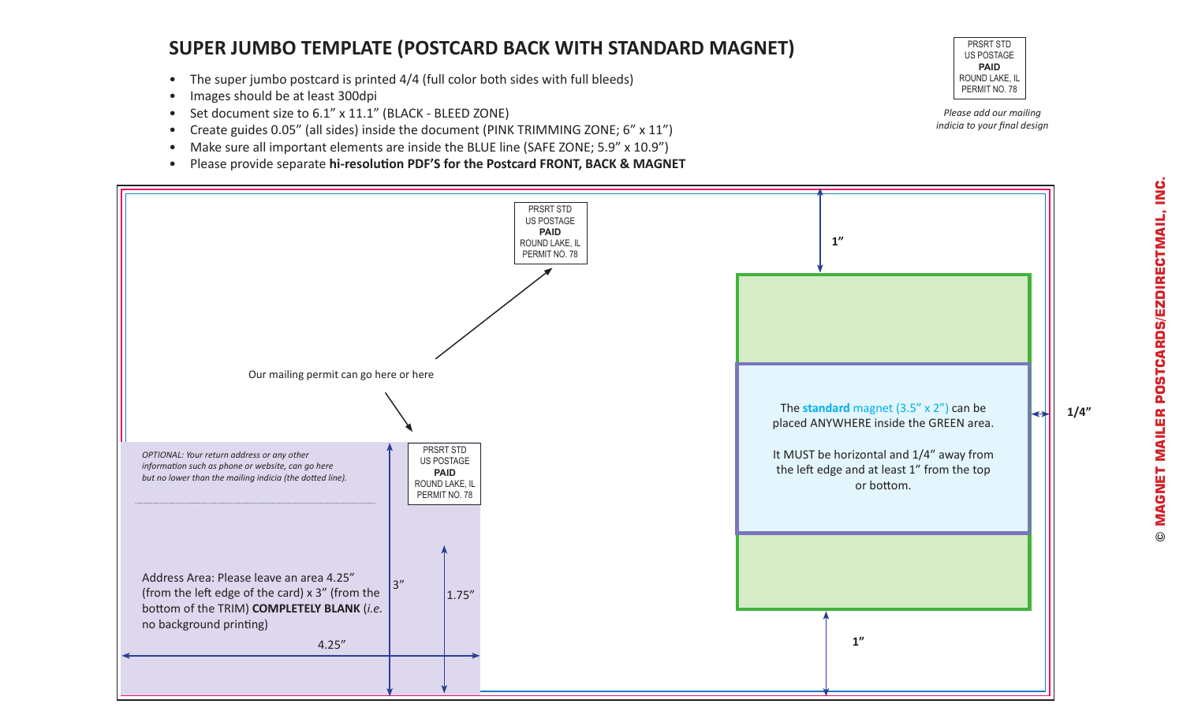# SUPER JUMBO TEMPLATE (POSTCARD BACK WITH STANDARD MAGNET)

- The super jumbo postcard is printed 4/4 (full color both sides with full bleeds)
- Images should be at least 300dpi
- Set document size to 6.1" x 11.1" (BLACK - BLEED ZONE)
- Create guides 0.05" (all sides) inside the document (PINK TRIMMING ZONE; 6" x 11")
- Make sure all important elements are inside the BLUE line (SAFE ZONE; 5.9" x 10.9")
- Please provide separate **hi-resolution PDF'S for the Postcard FRONT, BACK & MAGNET**

PRSRT STD
US POSTAGE
**PAID**
ROUND LAKE, IL
PERMIT NO. 78

*Please add our mailing indicia to your final design*

PRSRT STD
US POSTAGE
**PAID**
ROUND LAKE, IL
PERMIT NO. 78

Our mailing permit can go here or here

PRSRT STD
US POSTAGE
**PAID**
ROUND LAKE, IL
PERMIT NO. 78

*OPTIONAL: Your return address or any other information such as phone or website, can go here but no lower than the mailing indicia (the dotted line).*

Address Area: Please leave an area 4.25" (from the left edge of the card) x 3" (from the bottom of the TRIM) **COMPLETELY BLANK** (*i.e.* no background printing)

4.25"

3"

1.75"

1"

The **standard** magnet (3.5" x 2") can be placed ANYWHERE inside the GREEN area.

It MUST be horizontal and 1/4" away from the left edge and at least 1" from the top or bottom.

1/4"

1"

© MAGNET MAILER POSTCARDS/EZDIRECTMAIL, INC.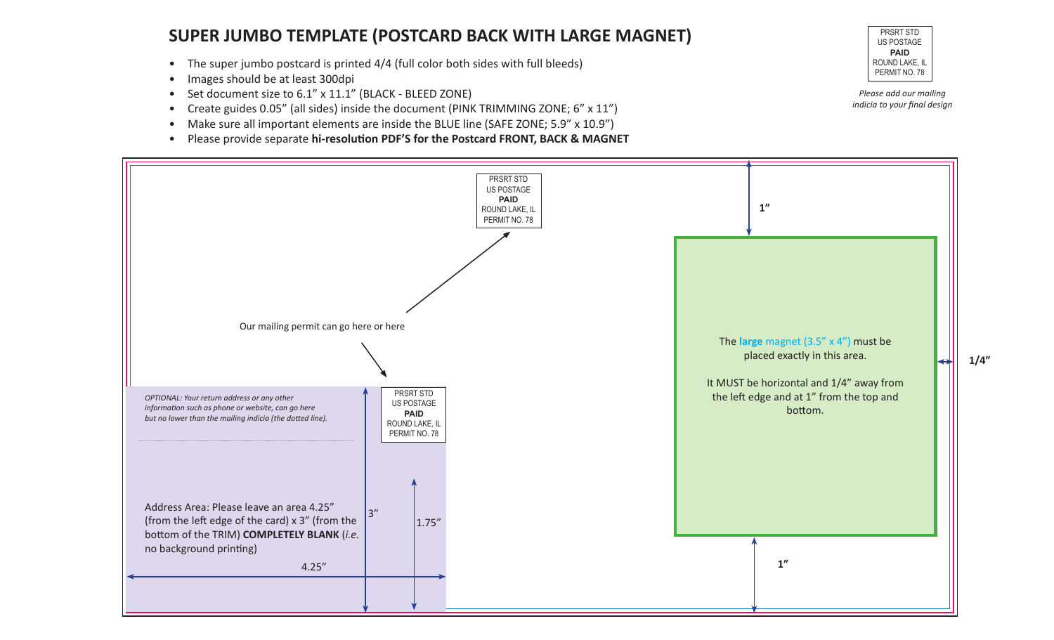# SUPER JUMBO TEMPLATE (POSTCARD BACK WITH LARGE MAGNET)

- The super jumbo postcard is printed 4/4 (full color both sides with full bleeds)
- Images should be at least 300dpi
- Set document size to 6.1” x 11.1” (BLACK - BLEED ZONE)
- Create guides 0.05” (all sides) inside the document (PINK TRIMMING ZONE; 6” x 11”)
- Make sure all important elements are inside the BLUE line (SAFE ZONE; 5.9” x 10.9”)
- Please provide separate **hi-resolution PDF’S for the Postcard FRONT, BACK & MAGNET**

PRSRT STD
US POSTAGE
**PAID**
ROUND LAKE, IL
PERMIT NO. 78

*Please add our mailing indicia to your final design*

PRSRT STD
US POSTAGE
**PAID**
ROUND LAKE, IL
PERMIT NO. 78

Our mailing permit can go here or here

PRSRT STD
US POSTAGE
**PAID**
ROUND LAKE, IL
PERMIT NO. 78

*OPTIONAL: Your return address or any other information such as phone or website, can go here but no lower than the mailing indicia (the dotted line).*

Address Area: Please leave an area 4.25” (from the left edge of the card) x 3” (from the bottom of the TRIM) **COMPLETELY BLANK** (*i.e.* no background printing)

4.25”

3”

1.75”

1”

The **large** magnet (3.5” x 4”) must be placed exactly in this area.

It MUST be horizontal and 1/4” away from the left edge and at 1” from the top and bottom.

1/4”

1”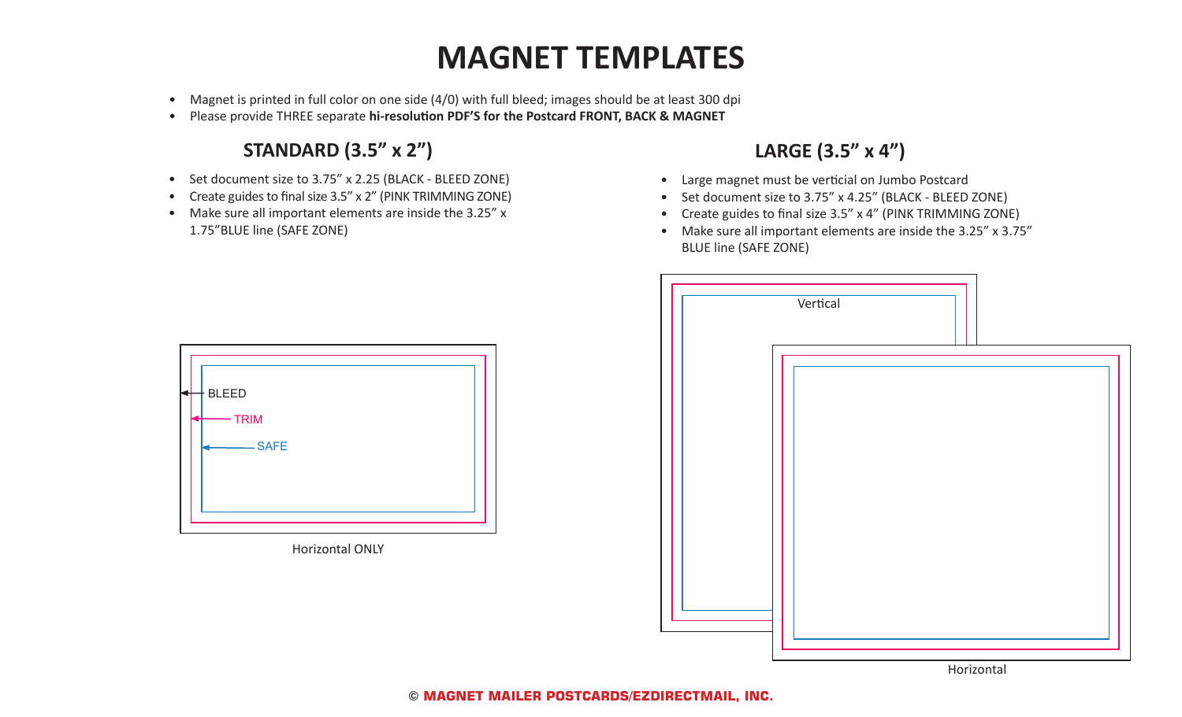# MAGNET TEMPLATES

- Magnet is printed in full color on one side (4/0) with full bleed; images should be at least 300 dpi
- Please provide THREE separate **hi-resolution PDF'S for the Postcard FRONT, BACK & MAGNET**

## STANDARD (3.5" x 2")

- Set document size to 3.75" x 2.25 (BLACK - BLEED ZONE)
- Create guides to final size 3.5" x 2" (PINK TRIMMING ZONE)
- Make sure all important elements are inside the 3.25" x 1.75"BLUE line (SAFE ZONE)

BLEED

TRIM

SAFE

Horizontal ONLY

## LARGE (3.5" x 4")

- Large magnet must be verticial on Jumbo Postcard
- Set document size to 3.75" x 4.25" (BLACK - BLEED ZONE)
- Create guides to final size 3.5" x 4" (PINK TRIMMING ZONE)
- Make sure all important elements are inside the 3.25" x 3.75" BLUE line (SAFE ZONE)

Vertical

Horizontal

© MAGNET MAILER POSTCARDS/EZDIRECTMAIL, INC.